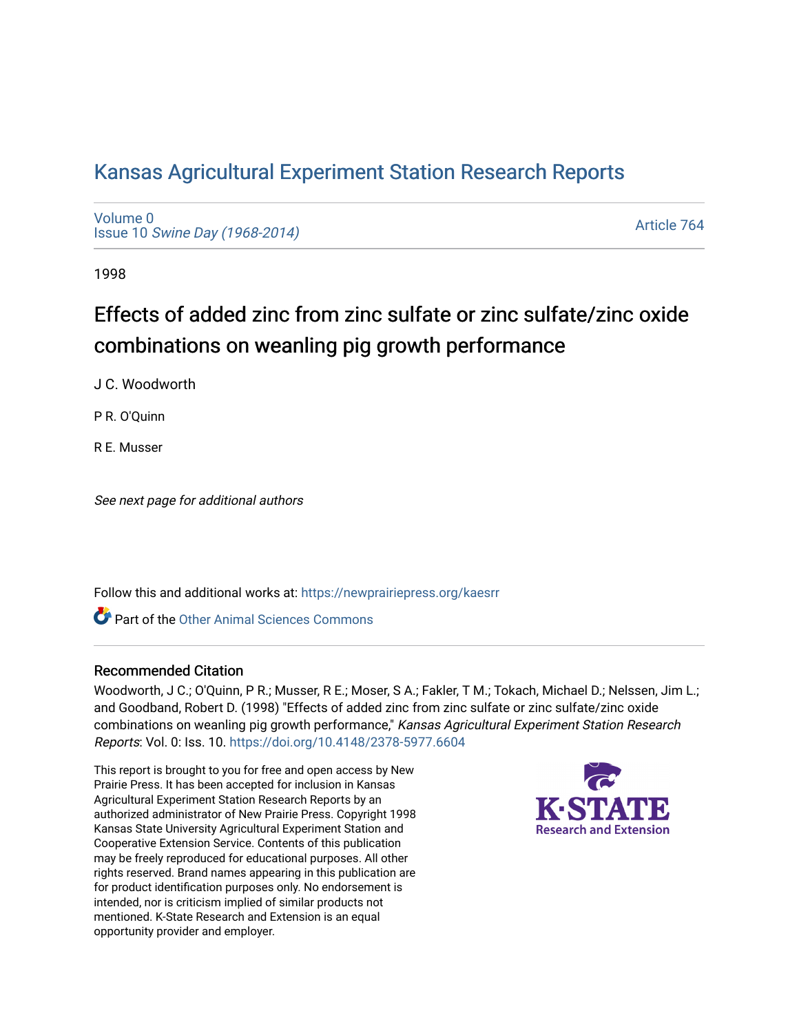# Kansas Agricultural Experiment Station Research Reports

Volume 0
Issue 10 *Swine Day (1968-2014)*

Article 764

1998

## Effects of added zinc from zinc sulfate or zinc sulfate/zinc oxide combinations on weanling pig growth performance

J C. Woodworth

P R. O'Quinn

R E. Musser

*See next page for additional authors*

Follow this and additional works at: https://newprairiepress.org/kaesrr

Part of the Other Animal Sciences Commons

### Recommended Citation

Woodworth, J C.; O'Quinn, P R.; Musser, R E.; Moser, S A.; Fakler, T M.; Tokach, Michael D.; Nelssen, Jim L.; and Goodband, Robert D. (1998) "Effects of added zinc from zinc sulfate or zinc sulfate/zinc oxide combinations on weanling pig growth performance," *Kansas Agricultural Experiment Station Research Reports*: Vol. 0: Iss. 10. https://doi.org/10.4148/2378-5977.6604

This report is brought to you for free and open access by New Prairie Press. It has been accepted for inclusion in Kansas Agricultural Experiment Station Research Reports by an authorized administrator of New Prairie Press. Copyright 1998 Kansas State University Agricultural Experiment Station and Cooperative Extension Service. Contents of this publication may be freely reproduced for educational purposes. All other rights reserved. Brand names appearing in this publication are for product identification purposes only. No endorsement is intended, nor is criticism implied of similar products not mentioned. K-State Research and Extension is an equal opportunity provider and employer.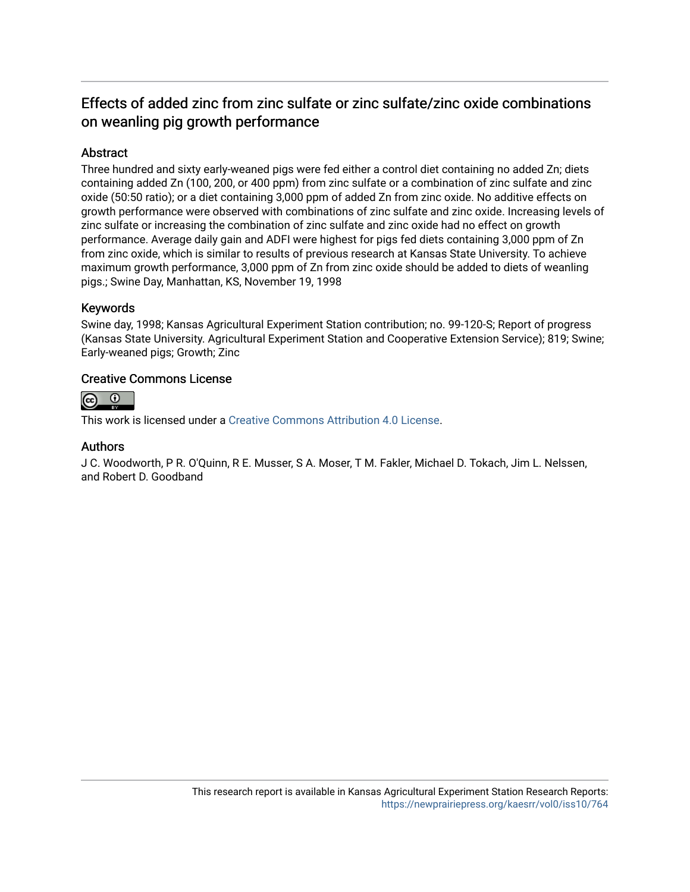# Effects of added zinc from zinc sulfate or zinc sulfate/zinc oxide combinations on weanling pig growth performance

## Abstract

Three hundred and sixty early-weaned pigs were fed either a control diet containing no added Zn; diets containing added Zn (100, 200, or 400 ppm) from zinc sulfate or a combination of zinc sulfate and zinc oxide (50:50 ratio); or a diet containing 3,000 ppm of added Zn from zinc oxide. No additive effects on growth performance were observed with combinations of zinc sulfate and zinc oxide. Increasing levels of zinc sulfate or increasing the combination of zinc sulfate and zinc oxide had no effect on growth performance. Average daily gain and ADFI were highest for pigs fed diets containing 3,000 ppm of Zn from zinc oxide, which is similar to results of previous research at Kansas State University. To achieve maximum growth performance, 3,000 ppm of Zn from zinc oxide should be added to diets of weanling pigs.; Swine Day, Manhattan, KS, November 19, 1998

## Keywords

Swine day, 1998; Kansas Agricultural Experiment Station contribution; no. 99-120-S; Report of progress (Kansas State University. Agricultural Experiment Station and Cooperative Extension Service); 819; Swine; Early-weaned pigs; Growth; Zinc

## Creative Commons License

This work is licensed under a Creative Commons Attribution 4.0 License.

## Authors

J C. Woodworth, P R. O'Quinn, R E. Musser, S A. Moser, T M. Fakler, Michael D. Tokach, Jim L. Nelssen, and Robert D. Goodband

This research report is available in Kansas Agricultural Experiment Station Research Reports: https://newprairiepress.org/kaesrr/vol0/iss10/764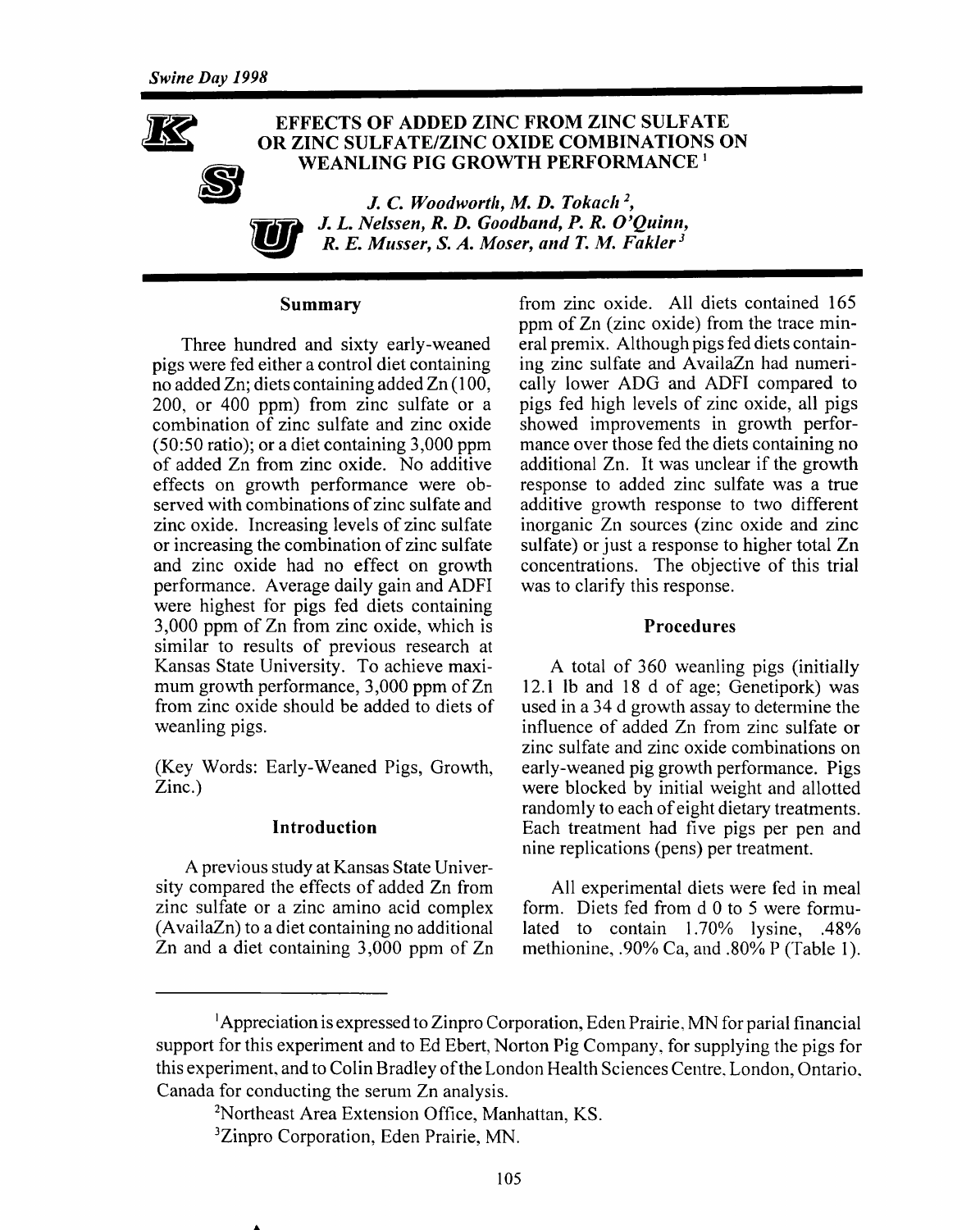# EFFECTS OF ADDED ZINC FROM ZINC SULFATE OR ZINC SULFATE/ZINC OXIDE COMBINATIONS ON WEANLING PIG GROWTH PERFORMANCE [1]

*J. C. Woodworth, M. D. Tokach [2], J. L. Nelssen, R. D. Goodband, P. R. O'Quinn, R. E. Musser, S. A. Moser, and T. M. Fakler [3]*

## Summary

Three hundred and sixty early-weaned pigs were fed either a control diet containing no added Zn; diets containing added Zn (100, 200, or 400 ppm) from zinc sulfate or a combination of zinc sulfate and zinc oxide (50:50 ratio); or a diet containing 3,000 ppm of added Zn from zinc oxide. No additive effects on growth performance were observed with combinations of zinc sulfate and zinc oxide. Increasing levels of zinc sulfate or increasing the combination of zinc sulfate and zinc oxide had no effect on growth performance. Average daily gain and ADFI were highest for pigs fed diets containing 3,000 ppm of Zn from zinc oxide, which is similar to results of previous research at Kansas State University. To achieve maximum growth performance, 3,000 ppm of Zn from zinc oxide should be added to diets of weanling pigs.

(Key Words: Early-Weaned Pigs, Growth, Zinc.)

## Introduction

A previous study at Kansas State University compared the effects of added Zn from zinc sulfate or a zinc amino acid complex (AvailaZn) to a diet containing no additional Zn and a diet containing 3,000 ppm of Zn from zinc oxide. All diets contained 165 ppm of Zn (zinc oxide) from the trace mineral premix. Although pigs fed diets containing zinc sulfate and AvailaZn had numerically lower ADG and ADFI compared to pigs fed high levels of zinc oxide, all pigs showed improvements in growth performance over those fed the diets containing no additional Zn. It was unclear if the growth response to added zinc sulfate was a true additive growth response to two different inorganic Zn sources (zinc oxide and zinc sulfate) or just a response to higher total Zn concentrations. The objective of this trial was to clarify this response.

## Procedures

A total of 360 weanling pigs (initially 12.1 lb and 18 d of age; Genetiporl) was used in a 34 d growth assay to determine the influence of added Zn from zinc sulfate or zinc sulfate and zinc oxide combinations on early-weaned pig growth performance. Pigs were blocked by initial weight and allotted randomly to each of eight dietary treatments. Each treatment had five pigs per pen and nine replications (pens) per treatment.

All experimental diets were fed in meal form. Diets fed from d 0 to 5 were formulated to contain 1.70% lysine, .48% methionine, .90% Ca, and .80% P (Table 1).

---

[1] Appreciation is expressed to Zinpro Corporation, Eden Prairie, MN for parial financial support for this experiment and to Ed Ebert, Norton Pig Company, for supplying the pigs for this experiment, and to Colin Bradley of the London Health Sciences Centre, London, Ontario, Canada for conducting the serum Zn analysis.

[2] Northeast Area Extension Office, Manhattan, KS.

[3] Zinpro Corporation, Eden Prairie, MN.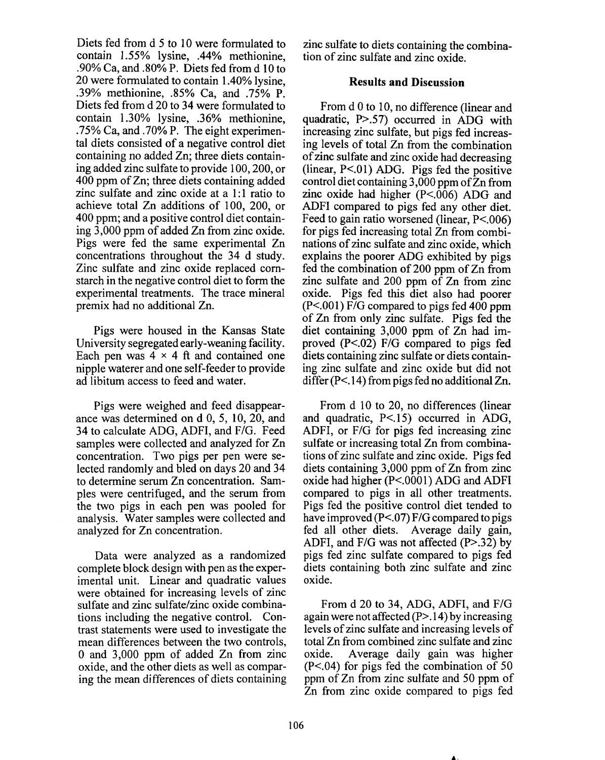Diets fed from d 5 to 10 were formulated to contain 1.55% lysine, .44% methionine, .90% Ca, and .80% P. Diets fed from d 10 to 20 were formulated to contain 1.40% lysine, .39% methionine, .85% Ca, and .75% P. Diets fed from d 20 to 34 were formulated to contain 1.30% lysine, .36% methionine, .75% Ca, and .70% P. The eight experimental diets consisted of a negative control diet containing no added Zn; three diets containing added zinc sulfate to provide 100, 200, or 400 ppm of Zn; three diets containing added zinc sulfate and zinc oxide at a 1:1 ratio to achieve total Zn additions of 100, 200, or 400 ppm; and a positive control diet containing 3,000 ppm of added Zn from zinc oxide. Pigs were fed the same experimental Zn concentrations throughout the 34 d study. Zinc sulfate and zinc oxide replaced cornstarch in the negative control diet to form the experimental treatments. The trace mineral premix had no additional Zn.

Pigs were housed in the Kansas State University segregated early-weaning facility. Each pen was 4 × 4 ft and contained one nipple waterer and one self-feeder to provide ad libitum access to feed and water.

Pigs were weighed and feed disappearance was determined on d 0, 5, 10, 20, and 34 to calculate ADG, ADFI, and F/G. Feed samples were collected and analyzed for Zn concentration. Two pigs per pen were selected randomly and bled on days 20 and 34 to determine serum Zn concentration. Samples were centrifuged, and the serum from the two pigs in each pen was pooled for analysis. Water samples were collected and analyzed for Zn concentration.

Data were analyzed as a randomized complete block design with pen as the experimental unit. Linear and quadratic values were obtained for increasing levels of zinc sulfate and zinc sulfate/zinc oxide combinations including the negative control. Contrast statements were used to investigate the mean differences between the two controls, 0 and 3,000 ppm of added Zn from zinc oxide, and the other diets as well as comparing the mean differences of diets containing zinc sulfate to diets containing the combination of zinc sulfate and zinc oxide.

## Results and Discussion

From d 0 to 10, no difference (linear and quadratic, P>.57) occurred in ADG with increasing zinc sulfate, but pigs fed increasing levels of total Zn from the combination of zinc sulfate and zinc oxide had decreasing (linear, P<.01) ADG. Pigs fed the positive control diet containing 3,000 ppm of Zn from zinc oxide had higher (P<.006) ADG and ADFI compared to pigs fed any other diet. Feed to gain ratio worsened (linear, P<.006) for pigs fed increasing total Zn from combinations of zinc sulfate and zinc oxide, which explains the poorer ADG exhibited by pigs fed the combination of 200 ppm of Zn from zinc sulfate and 200 ppm of Zn from zinc oxide. Pigs fed this diet also had poorer (P<.001) F/G compared to pigs fed 400 ppm of Zn from only zinc sulfate. Pigs fed the diet containing 3,000 ppm of Zn had improved (P<.02) F/G compared to pigs fed diets containing zinc sulfate or diets containing zinc sulfate and zinc oxide but did not differ (P<.14) from pigs fed no additional Zn.

From d 10 to 20, no differences (linear and quadratic, P<.15) occurred in ADG, ADFI, or F/G for pigs fed increasing zinc sulfate or increasing total Zn from combinations of zinc sulfate and zinc oxide. Pigs fed diets containing 3,000 ppm of Zn from zinc oxide had higher (P<.0001) ADG and ADFI compared to pigs in all other treatments. Pigs fed the positive control diet tended to have improved (P<.07) F/G compared to pigs fed all other diets. Average daily gain, ADFI, and F/G was not affected (P>.32) by pigs fed zinc sulfate compared to pigs fed diets containing both zinc sulfate and zinc oxide.

From d 20 to 34, ADG, ADFI, and F/G again were not affected (P>.14) by increasing levels of zinc sulfate and increasing levels of total Zn from combined zinc sulfate and zinc oxide. Average daily gain was higher (P<.04) for pigs fed the combination of 50 ppm of Zn from zinc sulfate and 50 ppm of Zn from zinc oxide compared to pigs fed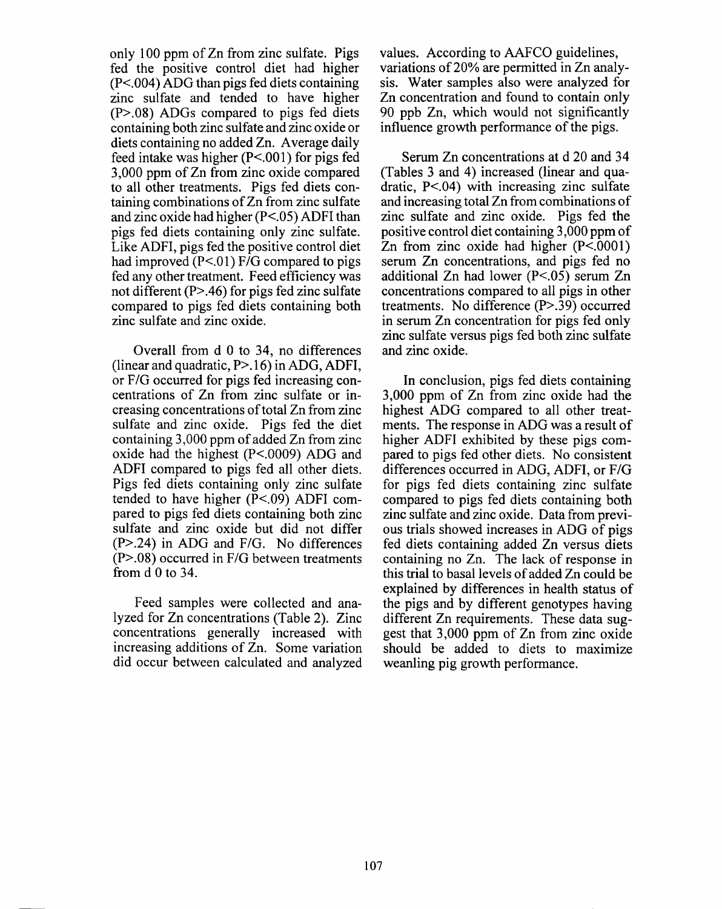only 100 ppm of Zn from zinc sulfate. Pigs fed the positive control diet had higher ($P<.004$) ADG than pigs fed diets containing zinc sulfate and tended to have higher ($P>.08$) ADGs compared to pigs fed diets containing both zinc sulfate and zinc oxide or diets containing no added Zn. Average daily feed intake was higher ($P<.001$) for pigs fed 3,000 ppm of Zn from zinc oxide compared to all other treatments. Pigs fed diets containing combinations of Zn from zinc sulfate and zinc oxide had higher ($P<.05$) ADFI than pigs fed diets containing only zinc sulfate. Like ADFI, pigs fed the positive control diet had improved ($P<.01$) F/G compared to pigs fed any other treatment. Feed efficiency was not different ($P>.46$) for pigs fed zinc sulfate compared to pigs fed diets containing both zinc sulfate and zinc oxide.

Overall from d 0 to 34, no differences (linear and quadratic, $P>.16$) in ADG, ADFI, or F/G occurred for pigs fed increasing concentrations of Zn from zinc sulfate or increasing concentrations of total Zn from zinc sulfate and zinc oxide. Pigs fed the diet containing 3,000 ppm of added Zn from zinc oxide had the highest ($P<.0009$) ADG and ADFI compared to pigs fed all other diets. Pigs fed diets containing only zinc sulfate tended to have higher ($P<.09$) ADFI compared to pigs fed diets containing both zinc sulfate and zinc oxide but did not differ ($P>.24$) in ADG and F/G. No differences ($P>.08$) occurred in F/G between treatments from d 0 to 34.

Feed samples were collected and analyzed for Zn concentrations (Table 2). Zinc concentrations generally increased with increasing additions of Zn. Some variation did occur between calculated and analyzed values. According to AAFCO guidelines, variations of 20% are permitted in Zn analysis. Water samples also were analyzed for Zn concentration and found to contain only 90 ppb Zn, which would not significantly influence growth performance of the pigs.

Serum Zn concentrations at d 20 and 34 (Tables 3 and 4) increased (linear and quadratic, $P<.04$) with increasing zinc sulfate and increasing total Zn from combinations of zinc sulfate and zinc oxide. Pigs fed the positive control diet containing 3,000 ppm of Zn from zinc oxide had higher ($P<.0001$) serum Zn concentrations, and pigs fed no additional Zn had lower ($P<.05$) serum Zn concentrations compared to all pigs in other treatments. No difference ($P>.39$) occurred in serum Zn concentration for pigs fed only zinc sulfate versus pigs fed both zinc sulfate and zinc oxide.

In conclusion, pigs fed diets containing 3,000 ppm of Zn from zinc oxide had the highest ADG compared to all other treatments. The response in ADG was a result of higher ADFI exhibited by these pigs compared to pigs fed other diets. No consistent differences occurred in ADG, ADFI, or F/G for pigs fed diets containing zinc sulfate compared to pigs fed diets containing both zinc sulfate and zinc oxide. Data from previous trials showed increases in ADG of pigs fed diets containing added Zn versus diets containing no Zn. The lack of response in this trial to basal levels of added Zn could be explained by differences in health status of the pigs and by different genotypes having different Zn requirements. These data suggest that 3,000 ppm of Zn from zinc oxide should be added to diets to maximize weanling pig growth performance.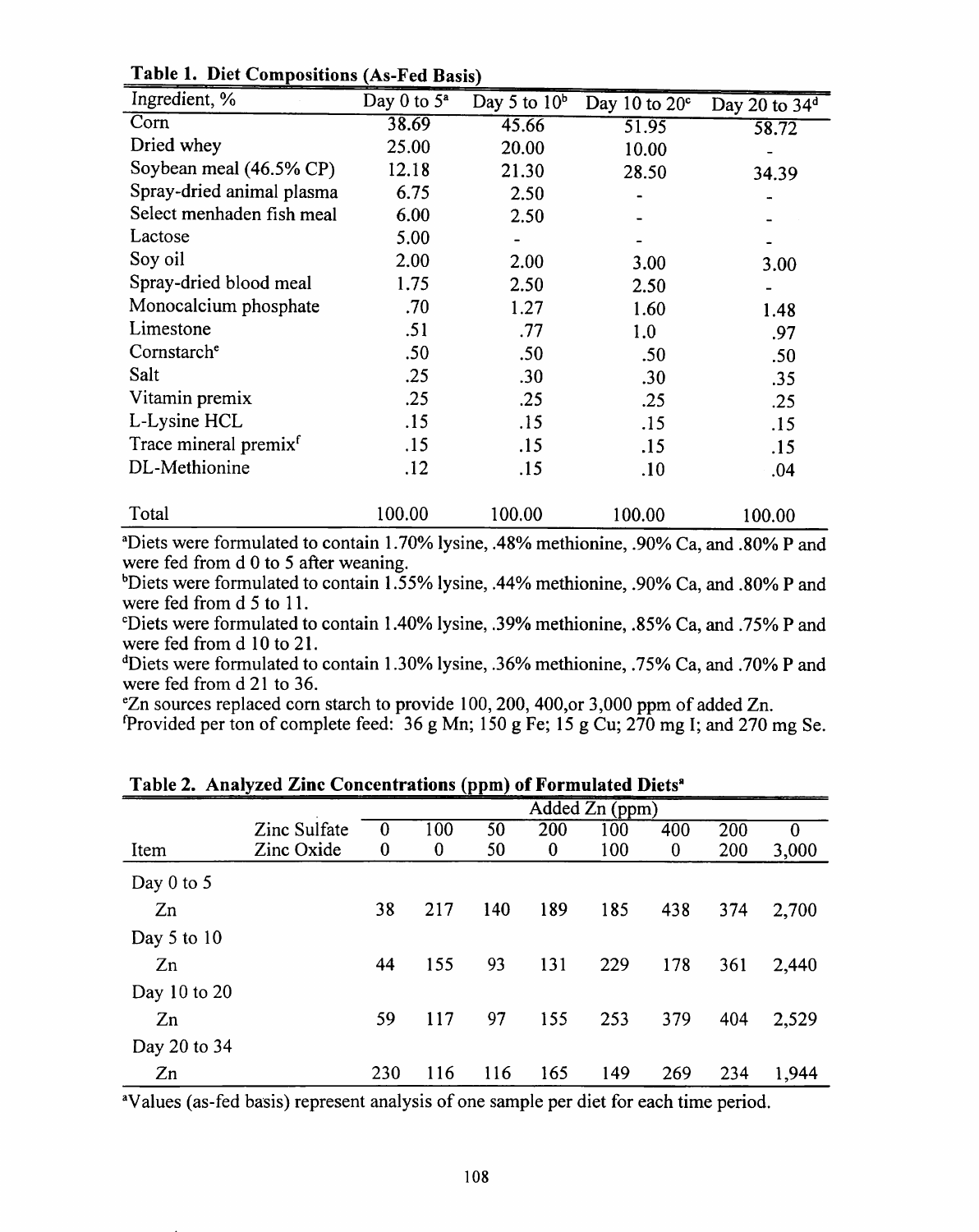**Table 1. Diet Compositions (As-Fed Basis)**

| Ingredient, % | Day 0 to 5[a] | Day 5 to 10[b] | Day 10 to 20[c] | Day 20 to 34[d] |
|---|---|---|---|---|
| Corn | 38.69 | 45.66 | 51.95 | 58.72 |
| Dried whey | 25.00 | 20.00 | 10.00 | - |
| Soybean meal (46.5% CP) | 12.18 | 21.30 | 28.50 | 34.39 |
| Spray-dried animal plasma | 6.75 | 2.50 | - | - |
| Select menhaden fish meal | 6.00 | 2.50 | - | - |
| Lactose | 5.00 | - | - | - |
| Soy oil | 2.00 | 2.00 | 3.00 | 3.00 |
| Spray-dried blood meal | 1.75 | 2.50 | 2.50 | - |
| Monocalcium phosphate | .70 | 1.27 | 1.60 | 1.48 |
| Limestone | .51 | .77 | 1.0 | .97 |
| Cornstarch[e] | .50 | .50 | .50 | .50 |
| Salt | .25 | .30 | .30 | .35 |
| Vitamin premix | .25 | .25 | .25 | .25 |
| L-Lysine HCL | .15 | .15 | .15 | .15 |
| Trace mineral premix[f] | .15 | .15 | .15 | .15 |
| DL-Methionine | .12 | .15 | .10 | .04 |
| Total | 100.00 | 100.00 | 100.00 | 100.00 |

[a]Diets were formulated to contain 1.70% lysine, .48% methionine, .90% Ca, and .80% P and were fed from d 0 to 5 after weaning.
[b]Diets were formulated to contain 1.55% lysine, .44% methionine, .90% Ca, and .80% P and were fed from d 5 to 11.
[c]Diets were formulated to contain 1.40% lysine, .39% methionine, .85% Ca, and .75% P and were fed from d 10 to 21.
[d]Diets were formulated to contain 1.30% lysine, .36% methionine, .75% Ca, and .70% P and were fed from d 21 to 36.
[e]Zn sources replaced corn starch to provide 100, 200, 400,or 3,000 ppm of added Zn.
[f]Provided per ton of complete feed: 36 g Mn; 150 g Fe; 15 g Cu; 270 mg I; and 270 mg Se.

**Table 2. Analyzed Zinc Concentrations (ppm) of Formulated Diets[a]**

| | | Added Zn (ppm) | | | | | | | |
|---|---|---|---|---|---|---|---|---|---|
| | Zinc Sulfate | 0 | 100 | 50 | 200 | 100 | 400 | 200 | 0 |
| Item | Zinc Oxide | 0 | 0 | 50 | 0 | 100 | 0 | 200 | 3,000 |
| Day 0 to 5 | | | | | | | | | |
| Zn | | 38 | 217 | 140 | 189 | 185 | 438 | 374 | 2,700 |
| Day 5 to 10 | | | | | | | | | |
| Zn | | 44 | 155 | 93 | 131 | 229 | 178 | 361 | 2,440 |
| Day 10 to 20 | | | | | | | | | |
| Zn | | 59 | 117 | 97 | 155 | 253 | 379 | 404 | 2,529 |
| Day 20 to 34 | | | | | | | | | |
| Zn | | 230 | 116 | 116 | 165 | 149 | 269 | 234 | 1,944 |

[a]Values (as-fed basis) represent analysis of one sample per diet for each time period.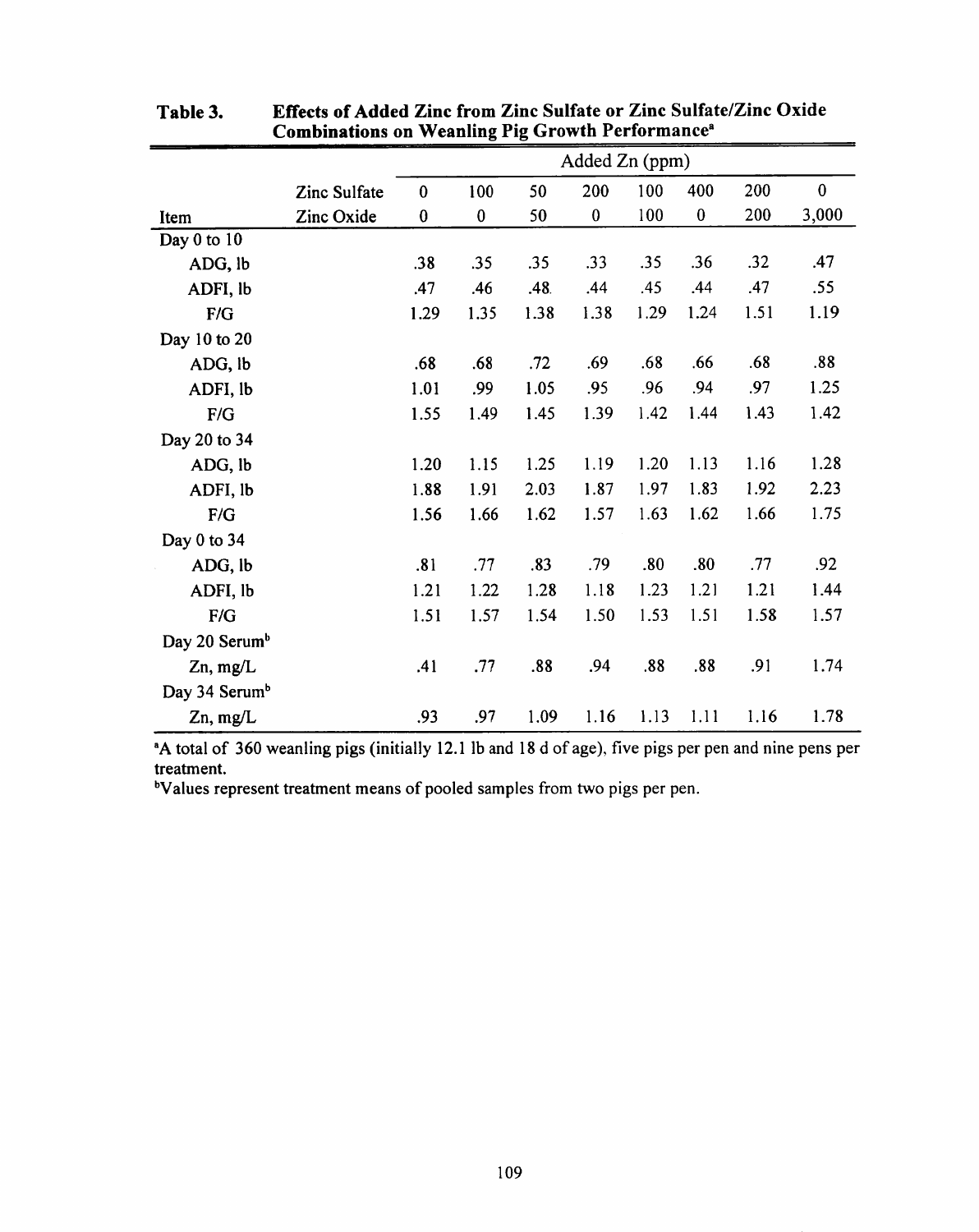**Table 3. Effects of Added Zinc from Zinc Sulfate or Zinc Sulfate/Zinc Oxide Combinations on Weanling Pig Growth Performance[a]**

| | | Added Zn (ppm) | | | | | | | |
|---|---|---|---|---|---|---|---|---|---|
| | Zinc Sulfate | 0 | 100 | 50 | 200 | 100 | 400 | 200 | 0 |
| Item | Zinc Oxide | 0 | 0 | 50 | 0 | 100 | 0 | 200 | 3,000 |
| Day 0 to 10 | | | | | | | | | |
| ADG, lb | | .38 | .35 | .35 | .33 | .35 | .36 | .32 | .47 |
| ADFI, lb | | .47 | .46 | .48 | .44 | .45 | .44 | .47 | .55 |
| F/G | | 1.29 | 1.35 | 1.38 | 1.38 | 1.29 | 1.24 | 1.51 | 1.19 |
| Day 10 to 20 | | | | | | | | | |
| ADG, lb | | .68 | .68 | .72 | .69 | .68 | .66 | .68 | .88 |
| ADFI, lb | | 1.01 | .99 | 1.05 | .95 | .96 | .94 | .97 | 1.25 |
| F/G | | 1.55 | 1.49 | 1.45 | 1.39 | 1.42 | 1.44 | 1.43 | 1.42 |
| Day 20 to 34 | | | | | | | | | |
| ADG, lb | | 1.20 | 1.15 | 1.25 | 1.19 | 1.20 | 1.13 | 1.16 | 1.28 |
| ADFI, lb | | 1.88 | 1.91 | 2.03 | 1.87 | 1.97 | 1.83 | 1.92 | 2.23 |
| F/G | | 1.56 | 1.66 | 1.62 | 1.57 | 1.63 | 1.62 | 1.66 | 1.75 |
| Day 0 to 34 | | | | | | | | | |
| ADG, lb | | .81 | .77 | .83 | .79 | .80 | .80 | .77 | .92 |
| ADFI, lb | | 1.21 | 1.22 | 1.28 | 1.18 | 1.23 | 1.21 | 1.21 | 1.44 |
| F/G | | 1.51 | 1.57 | 1.54 | 1.50 | 1.53 | 1.51 | 1.58 | 1.57 |
| Day 20 Serum[b] | | | | | | | | | |
| Zn, mg/L | | .41 | .77 | .88 | .94 | .88 | .88 | .91 | 1.74 |
| Day 34 Serum[b] | | | | | | | | | |
| Zn, mg/L | | .93 | .97 | 1.09 | 1.16 | 1.13 | 1.11 | 1.16 | 1.78 |

[a]A total of 360 weanling pigs (initially 12.1 lb and 18 d of age), five pigs per pen and nine pens per treatment.

[b]Values represent treatment means of pooled samples from two pigs per pen.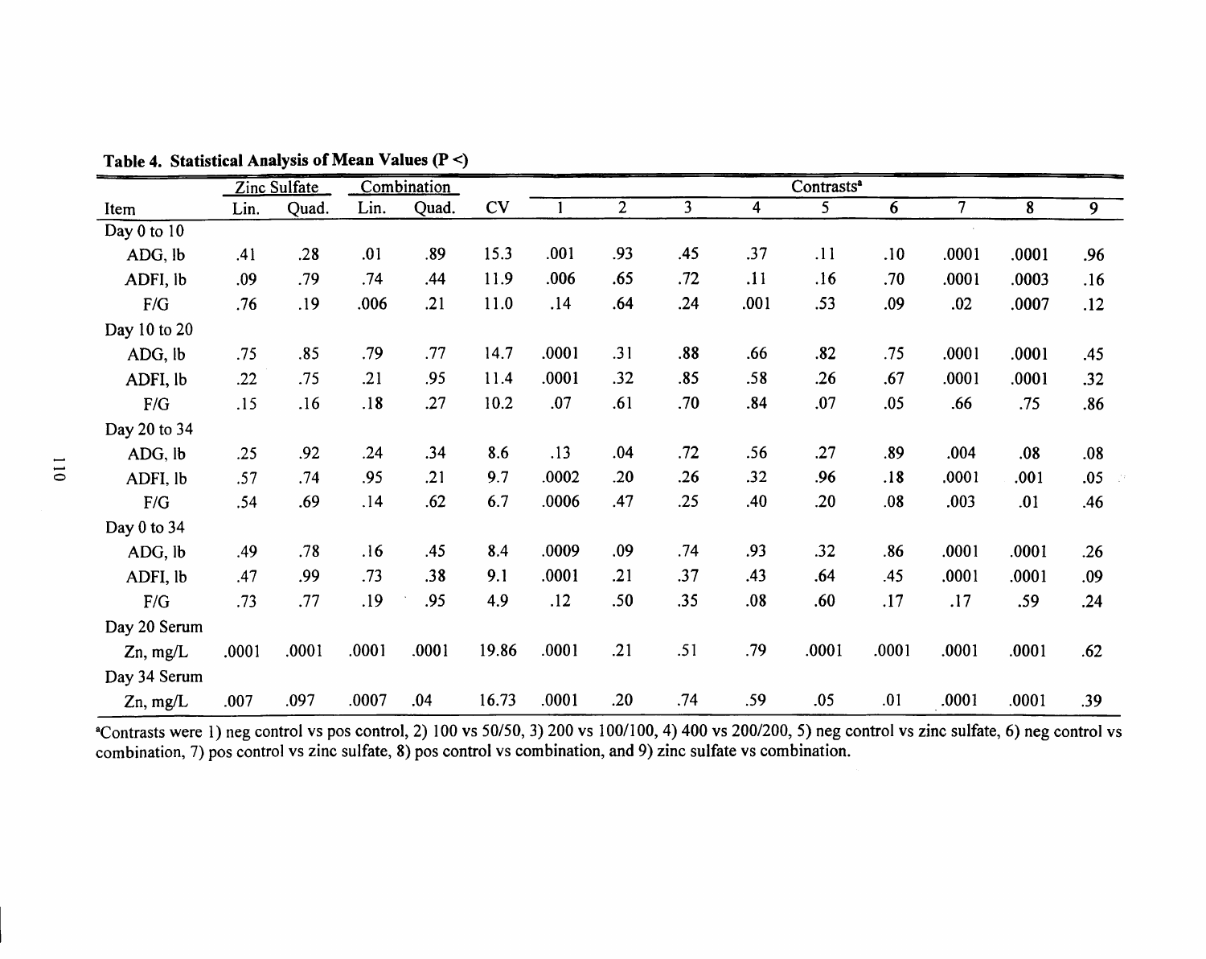**Table 4. Statistical Analysis of Mean Values (P <)**

| | Zinc Sulfate | | Combination | | | Contrasts[a] | | | | | | | | |
|---|---|---|---|---|---|---|---|---|---|---|---|---|---|---|
| Item | Lin. | Quad. | Lin. | Quad. | CV | 1 | 2 | 3 | 4 | 5 | 6 | 7 | 8 | 9 |
| Day 0 to 10 | | | | | | | | | | | | | | |
| ADG, lb | .41 | .28 | .01 | .89 | 15.3 | .001 | .93 | .45 | .37 | .11 | .10 | .0001 | .0001 | .96 |
| ADFI, lb | .09 | .79 | .74 | .44 | 11.9 | .006 | .65 | .72 | .11 | .16 | .70 | .0001 | .0003 | .16 |
| F/G | .76 | .19 | .006 | .21 | 11.0 | .14 | .64 | .24 | .001 | .53 | .09 | .02 | .0007 | .12 |
| Day 10 to 20 | | | | | | | | | | | | | | |
| ADG, lb | .75 | .85 | .79 | .77 | 14.7 | .0001 | .31 | .88 | .66 | .82 | .75 | .0001 | .0001 | .45 |
| ADFI, lb | .22 | .75 | .21 | .95 | 11.4 | .0001 | .32 | .85 | .58 | .26 | .67 | .0001 | .0001 | .32 |
| F/G | .15 | .16 | .18 | .27 | 10.2 | .07 | .61 | .70 | .84 | .07 | .05 | .66 | .75 | .86 |
| Day 20 to 34 | | | | | | | | | | | | | | |
| ADG, lb | .25 | .92 | .24 | .34 | 8.6 | .13 | .04 | .72 | .56 | .27 | .89 | .004 | .08 | .08 |
| ADFI, lb | .57 | .74 | .95 | .21 | 9.7 | .0002 | .20 | .26 | .32 | .96 | .18 | .0001 | .001 | .05 |
| F/G | .54 | .69 | .14 | .62 | 6.7 | .0006 | .47 | .25 | .40 | .20 | .08 | .003 | .01 | .46 |
| Day 0 to 34 | | | | | | | | | | | | | | |
| ADG, lb | .49 | .78 | .16 | .45 | 8.4 | .0009 | .09 | .74 | .93 | .32 | .86 | .0001 | .0001 | .26 |
| ADFI, lb | .47 | .99 | .73 | .38 | 9.1 | .0001 | .21 | .37 | .43 | .64 | .45 | .0001 | .0001 | .09 |
| F/G | .73 | .77 | .19 | .95 | 4.9 | .12 | .50 | .35 | .08 | .60 | .17 | .17 | .59 | .24 |
| Day 20 Serum | | | | | | | | | | | | | | |
| Zn, mg/L | .0001 | .0001 | .0001 | .0001 | 19.86 | .0001 | .21 | .51 | .79 | .0001 | .0001 | .0001 | .0001 | .62 |
| Day 34 Serum | | | | | | | | | | | | | | |
| Zn, mg/L | .007 | .097 | .0007 | .04 | 16.73 | .0001 | .20 | .74 | .59 | .05 | .01 | .0001 | .0001 | .39 |

[a]Contrasts were 1) neg control vs pos control, 2) 100 vs 50/50, 3) 200 vs 100/100, 4) 400 vs 200/200, 5) neg control vs zinc sulfate, 6) neg control vs combination, 7) pos control vs zinc sulfate, 8) pos control vs combination, and 9) zinc sulfate vs combination.